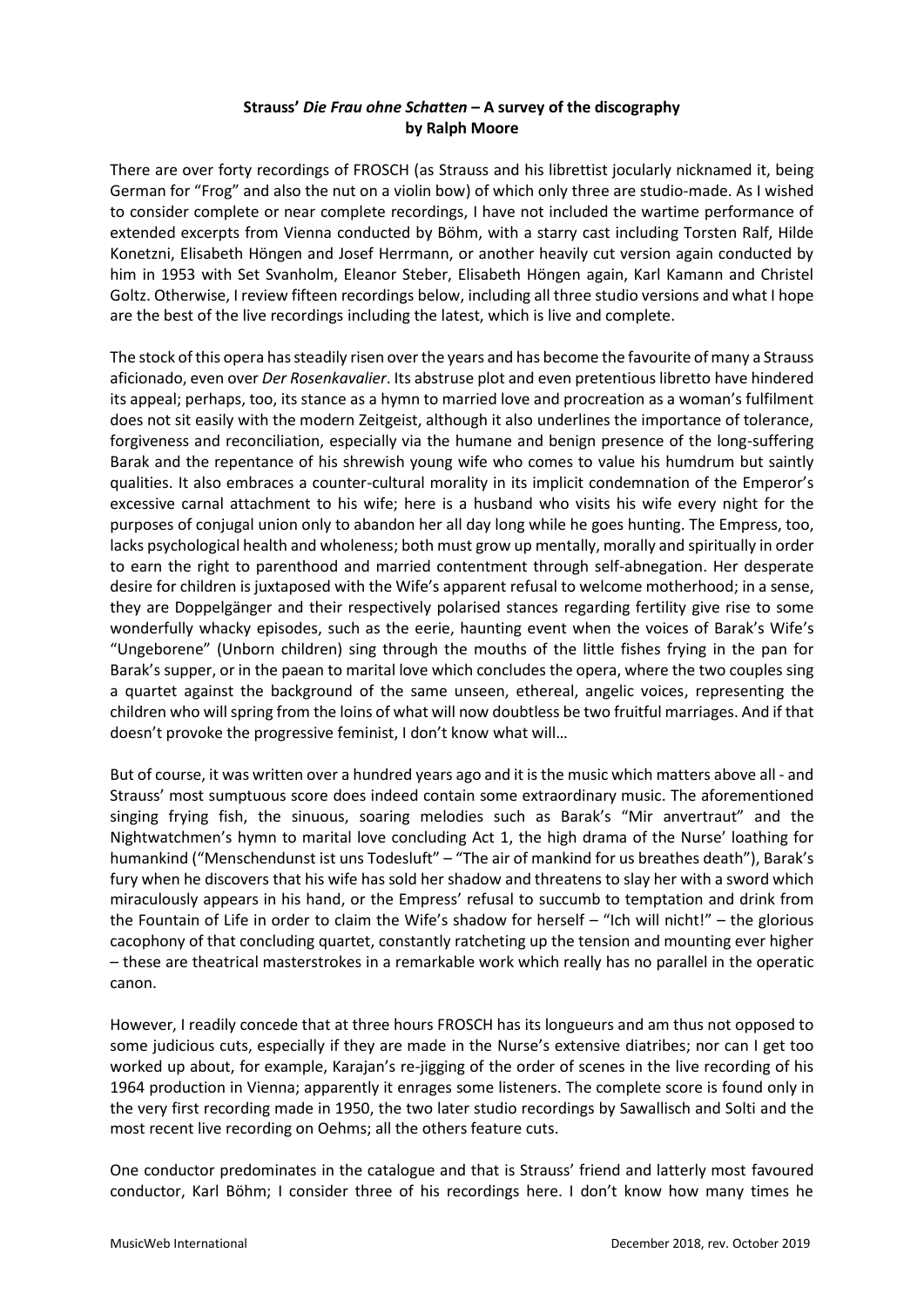**Strauss' *Die Frau ohne Schatten* – A survey of the discography**
**by Ralph Moore**

There are over forty recordings of FROSCH (as Strauss and his librettist jocularly nicknamed it, being German for "Frog" and also the nut on a violin bow) of which only three are studio-made. As I wished to consider complete or near complete recordings, I have not included the wartime performance of extended excerpts from Vienna conducted by Böhm, with a starry cast including Torsten Ralf, Hilde Konetzni, Elisabeth Höngen and Josef Herrmann, or another heavily cut version again conducted by him in 1953 with Set Svanholm, Eleanor Steber, Elisabeth Höngen again, Karl Kamann and Christel Goltz. Otherwise, I review fifteen recordings below, including all three studio versions and what I hope are the best of the live recordings including the latest, which is live and complete.

The stock of this opera has steadily risen over the years and has become the favourite of many a Strauss aficionado, even over *Der Rosenkavalier*. Its abstruse plot and even pretentious libretto have hindered its appeal; perhaps, too, its stance as a hymn to married love and procreation as a woman's fulfilment does not sit easily with the modern Zeitgeist, although it also underlines the importance of tolerance, forgiveness and reconciliation, especially via the humane and benign presence of the long-suffering Barak and the repentance of his shrewish young wife who comes to value his humdrum but saintly qualities. It also embraces a counter-cultural morality in its implicit condemnation of the Emperor's excessive carnal attachment to his wife; here is a husband who visits his wife every night for the purposes of conjugal union only to abandon her all day long while he goes hunting. The Empress, too, lacks psychological health and wholeness; both must grow up mentally, morally and spiritually in order to earn the right to parenthood and married contentment through self-abnegation. Her desperate desire for children is juxtaposed with the Wife's apparent refusal to welcome motherhood; in a sense, they are Doppelgänger and their respectively polarised stances regarding fertility give rise to some wonderfully whacky episodes, such as the eerie, haunting event when the voices of Barak's Wife's "Ungeborene" (Unborn children) sing through the mouths of the little fishes frying in the pan for Barak's supper, or in the paean to marital love which concludes the opera, where the two couples sing a quartet against the background of the same unseen, ethereal, angelic voices, representing the children who will spring from the loins of what will now doubtless be two fruitful marriages. And if that doesn't provoke the progressive feminist, I don't know what will…

But of course, it was written over a hundred years ago and it is the music which matters above all - and Strauss' most sumptuous score does indeed contain some extraordinary music. The aforementioned singing frying fish, the sinuous, soaring melodies such as Barak's "Mir anvertraut" and the Nightwatchmen's hymn to marital love concluding Act 1, the high drama of the Nurse' loathing for humankind ("Menschendunst ist uns Todesluft" – "The air of mankind for us breathes death"), Barak's fury when he discovers that his wife has sold her shadow and threatens to slay her with a sword which miraculously appears in his hand, or the Empress' refusal to succumb to temptation and drink from the Fountain of Life in order to claim the Wife's shadow for herself – "Ich will nicht!" – the glorious cacophony of that concluding quartet, constantly ratcheting up the tension and mounting ever higher – these are theatrical masterstrokes in a remarkable work which really has no parallel in the operatic canon.

However, I readily concede that at three hours FROSCH has its longueurs and am thus not opposed to some judicious cuts, especially if they are made in the Nurse's extensive diatribes; nor can I get too worked up about, for example, Karajan's re-jigging of the order of scenes in the live recording of his 1964 production in Vienna; apparently it enrages some listeners. The complete score is found only in the very first recording made in 1950, the two later studio recordings by Sawallisch and Solti and the most recent live recording on Oehms; all the others feature cuts.

One conductor predominates in the catalogue and that is Strauss' friend and latterly most favoured conductor, Karl Böhm; I consider three of his recordings here. I don't know how many times he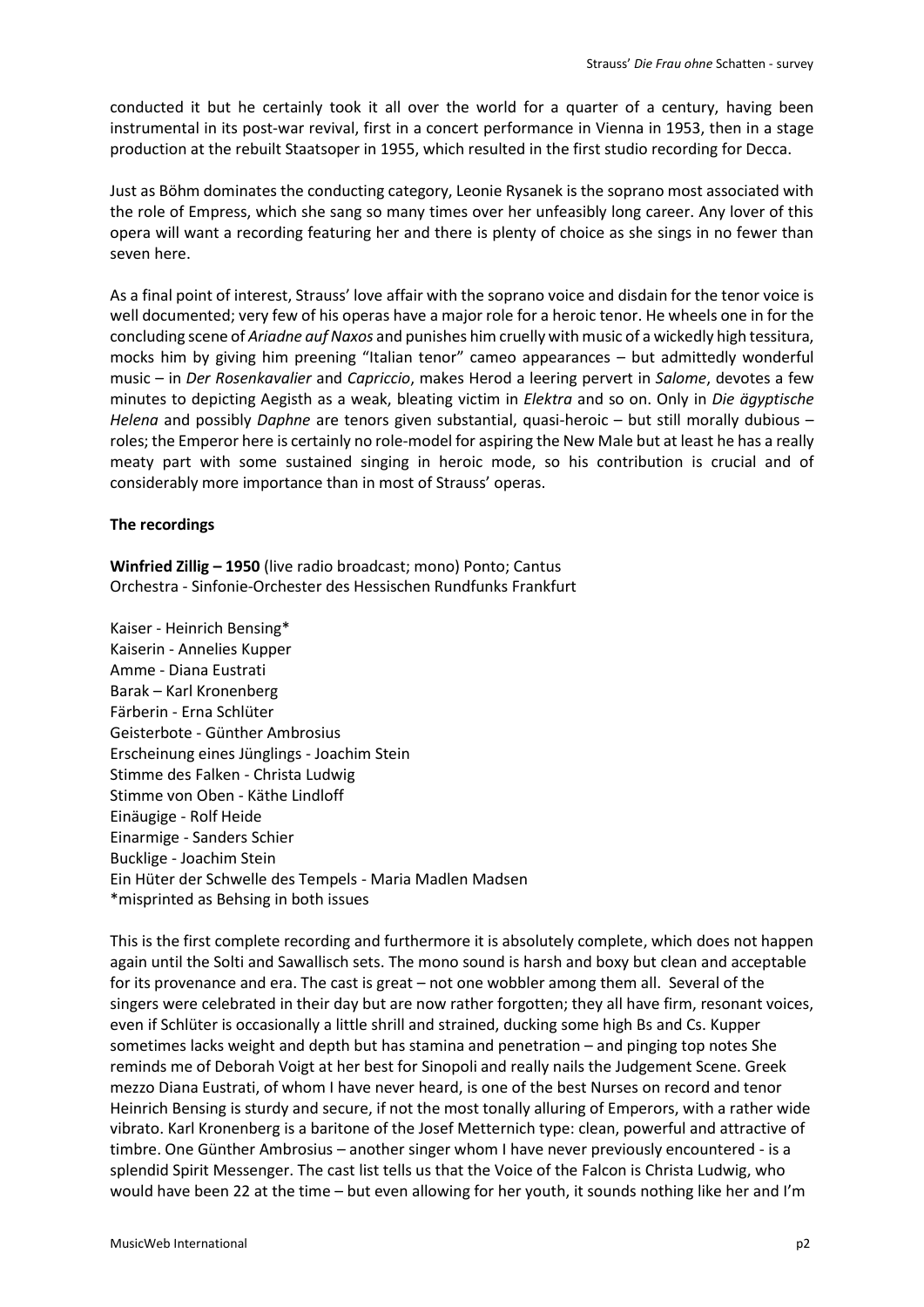conducted it but he certainly took it all over the world for a quarter of a century, having been instrumental in its post-war revival, first in a concert performance in Vienna in 1953, then in a stage production at the rebuilt Staatsoper in 1955, which resulted in the first studio recording for Decca.

Just as Böhm dominates the conducting category, Leonie Rysanek is the soprano most associated with the role of Empress, which she sang so many times over her unfeasibly long career. Any lover of this opera will want a recording featuring her and there is plenty of choice as she sings in no fewer than seven here.

As a final point of interest, Strauss' love affair with the soprano voice and disdain for the tenor voice is well documented; very few of his operas have a major role for a heroic tenor. He wheels one in for the concluding scene of *Ariadne auf Naxos* and punishes him cruelly with music of a wickedly high tessitura, mocks him by giving him preening "Italian tenor" cameo appearances – but admittedly wonderful music – in *Der Rosenkavalier* and *Capriccio*, makes Herod a leering pervert in *Salome*, devotes a few minutes to depicting Aegisth as a weak, bleating victim in *Elektra* and so on. Only in *Die ägyptische Helena* and possibly *Daphne* are tenors given substantial, quasi-heroic – but still morally dubious – roles; the Emperor here is certainly no role-model for aspiring the New Male but at least he has a really meaty part with some sustained singing in heroic mode, so his contribution is crucial and of considerably more importance than in most of Strauss' operas.

**The recordings**

**Winfried Zillig – 1950** (live radio broadcast; mono) Ponto; Cantus
Orchestra - Sinfonie-Orchester des Hessischen Rundfunks Frankfurt

Kaiser - Heinrich Bensing*
Kaiserin - Annelies Kupper
Amme - Diana Eustrati
Barak – Karl Kronenberg
Färberin - Erna Schlüter
Geisterbote - Günther Ambrosius
Erscheinung eines Jünglings - Joachim Stein
Stimme des Falken - Christa Ludwig
Stimme von Oben - Käthe Lindloff
Einäugige - Rolf Heide
Einarmige - Sanders Schier
Bucklige - Joachim Stein
Ein Hüter der Schwelle des Tempels - Maria Madlen Madsen
*misprinted as Behsing in both issues

This is the first complete recording and furthermore it is absolutely complete, which does not happen again until the Solti and Sawallisch sets. The mono sound is harsh and boxy but clean and acceptable for its provenance and era. The cast is great – not one wobbler among them all. Several of the singers were celebrated in their day but are now rather forgotten; they all have firm, resonant voices, even if Schlüter is occasionally a little shrill and strained, ducking some high Bs and Cs. Kupper sometimes lacks weight and depth but has stamina and penetration – and pinging top notes She reminds me of Deborah Voigt at her best for Sinopoli and really nails the Judgement Scene. Greek mezzo Diana Eustrati, of whom I have never heard, is one of the best Nurses on record and tenor Heinrich Bensing is sturdy and secure, if not the most tonally alluring of Emperors, with a rather wide vibrato. Karl Kronenberg is a baritone of the Josef Metternich type: clean, powerful and attractive of timbre. One Günther Ambrosius – another singer whom I have never previously encountered - is a splendid Spirit Messenger. The cast list tells us that the Voice of the Falcon is Christa Ludwig, who would have been 22 at the time – but even allowing for her youth, it sounds nothing like her and I'm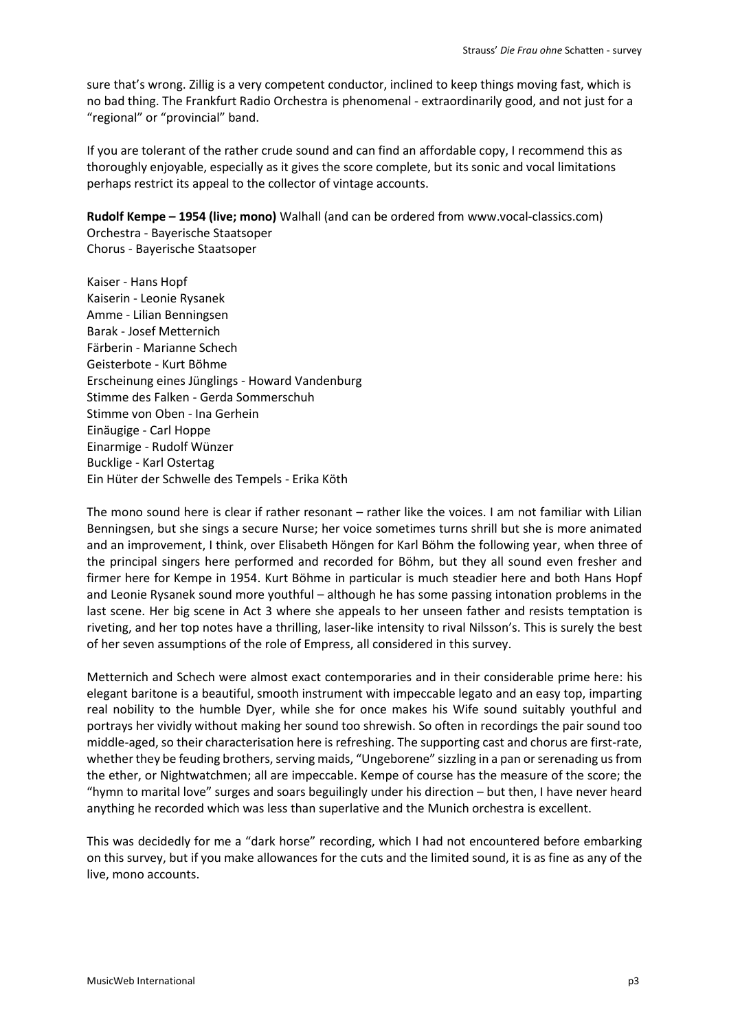sure that's wrong. Zillig is a very competent conductor, inclined to keep things moving fast, which is no bad thing. The Frankfurt Radio Orchestra is phenomenal - extraordinarily good, and not just for a "regional" or "provincial" band.

If you are tolerant of the rather crude sound and can find an affordable copy, I recommend this as thoroughly enjoyable, especially as it gives the score complete, but its sonic and vocal limitations perhaps restrict its appeal to the collector of vintage accounts.

**Rudolf Kempe – 1954 (live; mono)** Walhall (and can be ordered from www.vocal-classics.com)
Orchestra - Bayerische Staatsoper
Chorus - Bayerische Staatsoper

Kaiser - Hans Hopf
Kaiserin - Leonie Rysanek
Amme - Lilian Benningsen
Barak - Josef Metternich
Färberin - Marianne Schech
Geisterbote - Kurt Böhme
Erscheinung eines Jünglings - Howard Vandenburg
Stimme des Falken - Gerda Sommerschuh
Stimme von Oben - Ina Gerhein
Einäugige - Carl Hoppe
Einarmige - Rudolf Wünzer
Bucklige - Karl Ostertag
Ein Hüter der Schwelle des Tempels - Erika Köth

The mono sound here is clear if rather resonant – rather like the voices. I am not familiar with Lilian Benningsen, but she sings a secure Nurse; her voice sometimes turns shrill but she is more animated and an improvement, I think, over Elisabeth Höngen for Karl Böhm the following year, when three of the principal singers here performed and recorded for Böhm, but they all sound even fresher and firmer here for Kempe in 1954. Kurt Böhme in particular is much steadier here and both Hans Hopf and Leonie Rysanek sound more youthful – although he has some passing intonation problems in the last scene. Her big scene in Act 3 where she appeals to her unseen father and resists temptation is riveting, and her top notes have a thrilling, laser-like intensity to rival Nilsson's. This is surely the best of her seven assumptions of the role of Empress, all considered in this survey.

Metternich and Schech were almost exact contemporaries and in their considerable prime here: his elegant baritone is a beautiful, smooth instrument with impeccable legato and an easy top, imparting real nobility to the humble Dyer, while she for once makes his Wife sound suitably youthful and portrays her vividly without making her sound too shrewish. So often in recordings the pair sound too middle-aged, so their characterisation here is refreshing. The supporting cast and chorus are first-rate, whether they be feuding brothers, serving maids, "Ungeborene" sizzling in a pan or serenading us from the ether, or Nightwatchmen; all are impeccable. Kempe of course has the measure of the score; the "hymn to marital love" surges and soars beguilingly under his direction – but then, I have never heard anything he recorded which was less than superlative and the Munich orchestra is excellent.

This was decidedly for me a "dark horse" recording, which I had not encountered before embarking on this survey, but if you make allowances for the cuts and the limited sound, it is as fine as any of the live, mono accounts.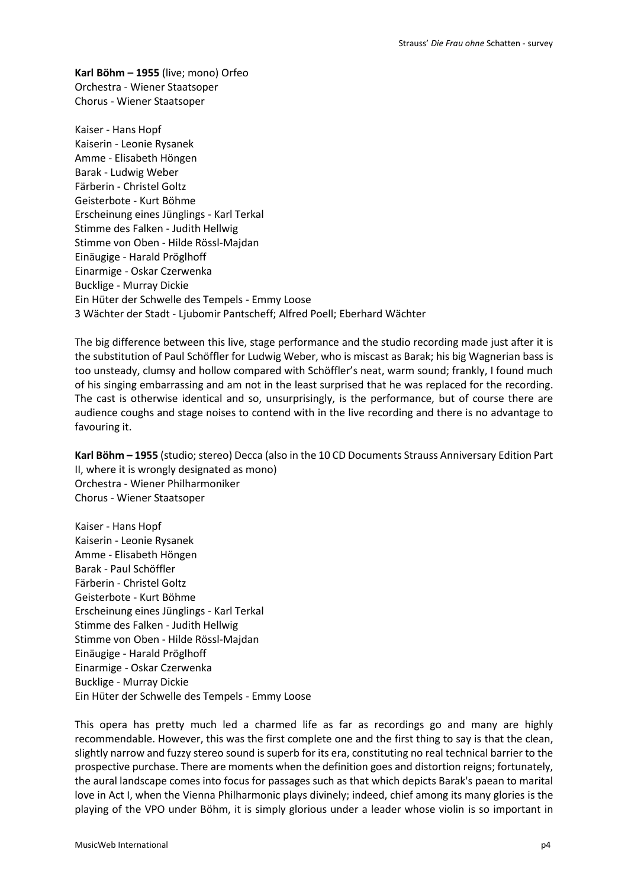**Karl Böhm – 1955** (live; mono) Orfeo
Orchestra - Wiener Staatsoper
Chorus - Wiener Staatsoper

Kaiser - Hans Hopf
Kaiserin - Leonie Rysanek
Amme - Elisabeth Höngen
Barak - Ludwig Weber
Färberin - Christel Goltz
Geisterbote - Kurt Böhme
Erscheinung eines Jünglings - Karl Terkal
Stimme des Falken - Judith Hellwig
Stimme von Oben - Hilde Rössl-Majdan
Einäugige - Harald Pröglhoff
Einarmige - Oskar Czerwenka
Bucklige - Murray Dickie
Ein Hüter der Schwelle des Tempels - Emmy Loose
3 Wächter der Stadt - Ljubomir Pantscheff; Alfred Poell; Eberhard Wächter

The big difference between this live, stage performance and the studio recording made just after it is the substitution of Paul Schöffler for Ludwig Weber, who is miscast as Barak; his big Wagnerian bass is too unsteady, clumsy and hollow compared with Schöffler's neat, warm sound; frankly, I found much of his singing embarrassing and am not in the least surprised that he was replaced for the recording. The cast is otherwise identical and so, unsurprisingly, is the performance, but of course there are audience coughs and stage noises to contend with in the live recording and there is no advantage to favouring it.

**Karl Böhm – 1955** (studio; stereo) Decca (also in the 10 CD Documents Strauss Anniversary Edition Part II, where it is wrongly designated as mono)
Orchestra - Wiener Philharmoniker
Chorus - Wiener Staatsoper

Kaiser - Hans Hopf
Kaiserin - Leonie Rysanek
Amme - Elisabeth Höngen
Barak - Paul Schöffler
Färberin - Christel Goltz
Geisterbote - Kurt Böhme
Erscheinung eines Jünglings - Karl Terkal
Stimme des Falken - Judith Hellwig
Stimme von Oben - Hilde Rössl-Majdan
Einäugige - Harald Pröglhoff
Einarmige - Oskar Czerwenka
Bucklige - Murray Dickie
Ein Hüter der Schwelle des Tempels - Emmy Loose

This opera has pretty much led a charmed life as far as recordings go and many are highly recommendable. However, this was the first complete one and the first thing to say is that the clean, slightly narrow and fuzzy stereo sound is superb for its era, constituting no real technical barrier to the prospective purchase. There are moments when the definition goes and distortion reigns; fortunately, the aural landscape comes into focus for passages such as that which depicts Barak's paean to marital love in Act I, when the Vienna Philharmonic plays divinely; indeed, chief among its many glories is the playing of the VPO under Böhm, it is simply glorious under a leader whose violin is so important in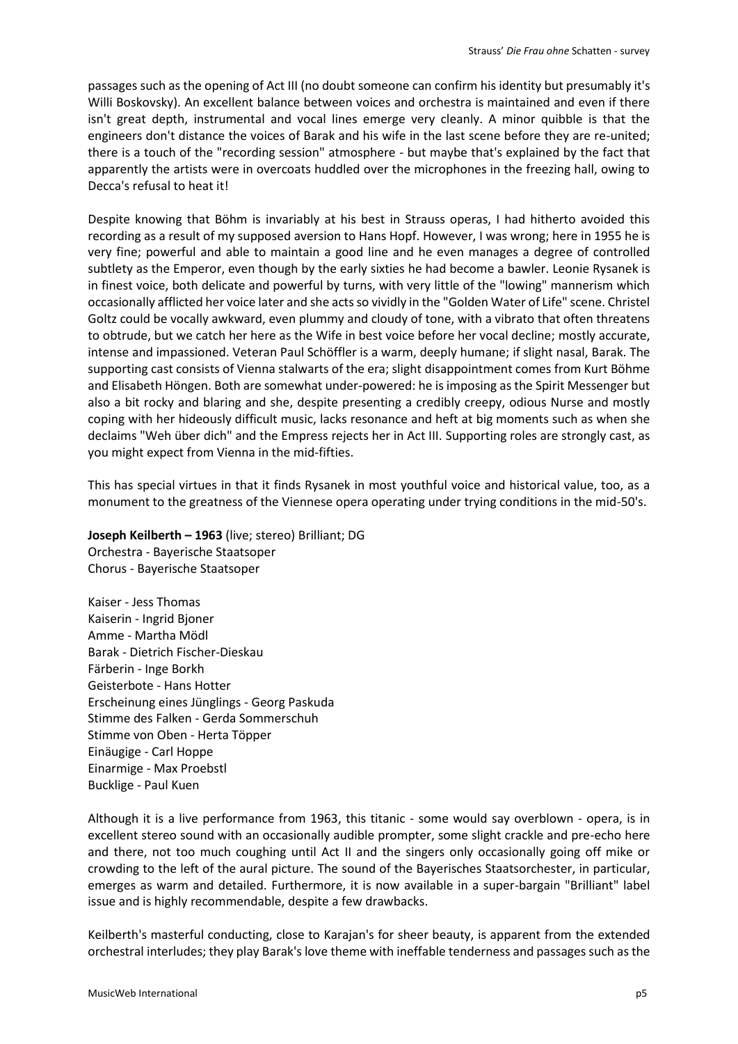passages such as the opening of Act III (no doubt someone can confirm his identity but presumably it's Willi Boskovsky). An excellent balance between voices and orchestra is maintained and even if there isn't great depth, instrumental and vocal lines emerge very cleanly. A minor quibble is that the engineers don't distance the voices of Barak and his wife in the last scene before they are re-united; there is a touch of the "recording session" atmosphere - but maybe that's explained by the fact that apparently the artists were in overcoats huddled over the microphones in the freezing hall, owing to Decca's refusal to heat it!

Despite knowing that Böhm is invariably at his best in Strauss operas, I had hitherto avoided this recording as a result of my supposed aversion to Hans Hopf. However, I was wrong; here in 1955 he is very fine; powerful and able to maintain a good line and he even manages a degree of controlled subtlety as the Emperor, even though by the early sixties he had become a bawler. Leonie Rysanek is in finest voice, both delicate and powerful by turns, with very little of the "lowing" mannerism which occasionally afflicted her voice later and she acts so vividly in the "Golden Water of Life" scene. Christel Goltz could be vocally awkward, even plummy and cloudy of tone, with a vibrato that often threatens to obtrude, but we catch her here as the Wife in best voice before her vocal decline; mostly accurate, intense and impassioned. Veteran Paul Schöffler is a warm, deeply humane; if slight nasal, Barak. The supporting cast consists of Vienna stalwarts of the era; slight disappointment comes from Kurt Böhme and Elisabeth Höngen. Both are somewhat under-powered: he is imposing as the Spirit Messenger but also a bit rocky and blaring and she, despite presenting a credibly creepy, odious Nurse and mostly coping with her hideously difficult music, lacks resonance and heft at big moments such as when she declaims "Weh über dich" and the Empress rejects her in Act III. Supporting roles are strongly cast, as you might expect from Vienna in the mid-fifties.

This has special virtues in that it finds Rysanek in most youthful voice and historical value, too, as a monument to the greatness of the Viennese opera operating under trying conditions in the mid-50's.

**Joseph Keilberth – 1963** (live; stereo) Brilliant; DG
Orchestra - Bayerische Staatsoper
Chorus - Bayerische Staatsoper

Kaiser - Jess Thomas
Kaiserin - Ingrid Bjoner
Amme - Martha Mödl
Barak - Dietrich Fischer-Dieskau
Färberin - Inge Borkh
Geisterbote - Hans Hotter
Erscheinung eines Jünglings - Georg Paskuda
Stimme des Falken - Gerda Sommerschuh
Stimme von Oben - Herta Töpper
Einäugige - Carl Hoppe
Einarmige - Max Proebstl
Bucklige - Paul Kuen

Although it is a live performance from 1963, this titanic - some would say overblown - opera, is in excellent stereo sound with an occasionally audible prompter, some slight crackle and pre-echo here and there, not too much coughing until Act II and the singers only occasionally going off mike or crowding to the left of the aural picture. The sound of the Bayerisches Staatsorchester, in particular, emerges as warm and detailed. Furthermore, it is now available in a super-bargain "Brilliant" label issue and is highly recommendable, despite a few drawbacks.

Keilberth's masterful conducting, close to Karajan's for sheer beauty, is apparent from the extended orchestral interludes; they play Barak's love theme with ineffable tenderness and passages such as the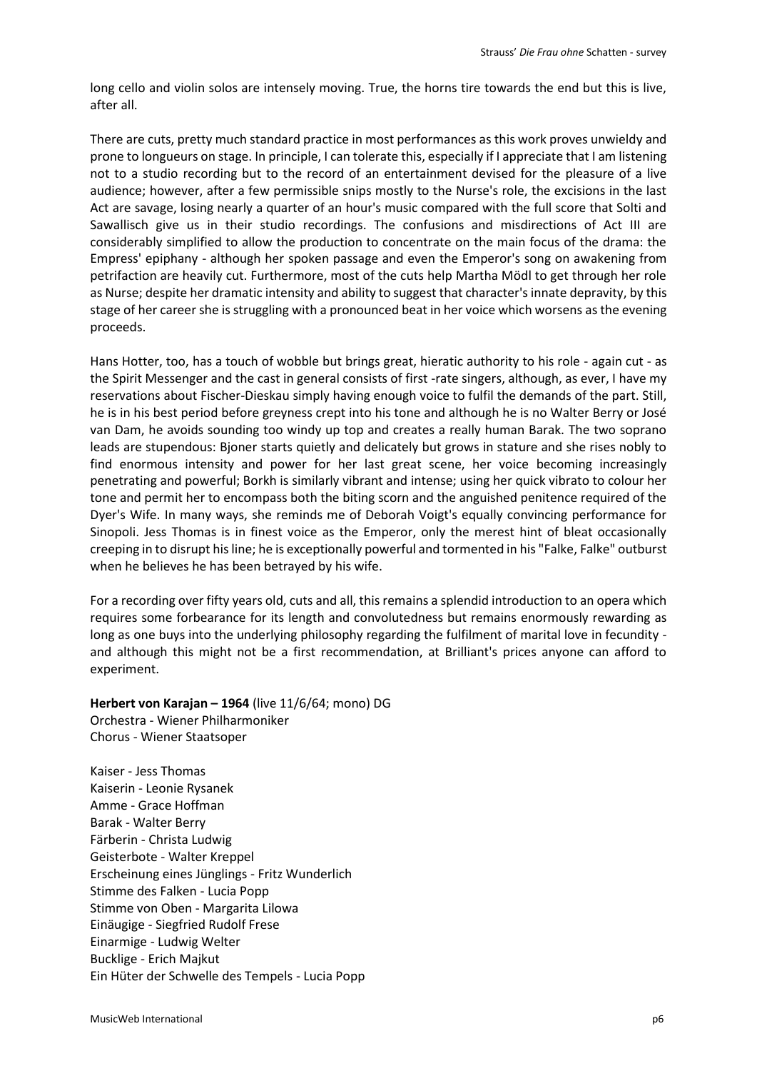long cello and violin solos are intensely moving. True, the horns tire towards the end but this is live, after all.

There are cuts, pretty much standard practice in most performances as this work proves unwieldy and prone to longueurs on stage. In principle, I can tolerate this, especially if I appreciate that I am listening not to a studio recording but to the record of an entertainment devised for the pleasure of a live audience; however, after a few permissible snips mostly to the Nurse's role, the excisions in the last Act are savage, losing nearly a quarter of an hour's music compared with the full score that Solti and Sawallisch give us in their studio recordings. The confusions and misdirections of Act III are considerably simplified to allow the production to concentrate on the main focus of the drama: the Empress' epiphany - although her spoken passage and even the Emperor's song on awakening from petrifaction are heavily cut. Furthermore, most of the cuts help Martha Mödl to get through her role as Nurse; despite her dramatic intensity and ability to suggest that character's innate depravity, by this stage of her career she is struggling with a pronounced beat in her voice which worsens as the evening proceeds.

Hans Hotter, too, has a touch of wobble but brings great, hieratic authority to his role - again cut - as the Spirit Messenger and the cast in general consists of first -rate singers, although, as ever, I have my reservations about Fischer-Dieskau simply having enough voice to fulfil the demands of the part. Still, he is in his best period before greyness crept into his tone and although he is no Walter Berry or José van Dam, he avoids sounding too windy up top and creates a really human Barak. The two soprano leads are stupendous: Bjoner starts quietly and delicately but grows in stature and she rises nobly to find enormous intensity and power for her last great scene, her voice becoming increasingly penetrating and powerful; Borkh is similarly vibrant and intense; using her quick vibrato to colour her tone and permit her to encompass both the biting scorn and the anguished penitence required of the Dyer's Wife. In many ways, she reminds me of Deborah Voigt's equally convincing performance for Sinopoli. Jess Thomas is in finest voice as the Emperor, only the merest hint of bleat occasionally creeping in to disrupt his line; he is exceptionally powerful and tormented in his "Falke, Falke" outburst when he believes he has been betrayed by his wife.

For a recording over fifty years old, cuts and all, this remains a splendid introduction to an opera which requires some forbearance for its length and convolutedness but remains enormously rewarding as long as one buys into the underlying philosophy regarding the fulfilment of marital love in fecundity - and although this might not be a first recommendation, at Brilliant's prices anyone can afford to experiment.

**Herbert von Karajan – 1964** (live 11/6/64; mono) DG
Orchestra - Wiener Philharmoniker
Chorus - Wiener Staatsoper

Kaiser - Jess Thomas
Kaiserin - Leonie Rysanek
Amme - Grace Hoffman
Barak - Walter Berry
Färberin - Christa Ludwig
Geisterbote - Walter Kreppel
Erscheinung eines Jünglings - Fritz Wunderlich
Stimme des Falken - Lucia Popp
Stimme von Oben - Margarita Lilowa
Einäugige - Siegfried Rudolf Frese
Einarmige - Ludwig Welter
Bucklige - Erich Majkut
Ein Hüter der Schwelle des Tempels - Lucia Popp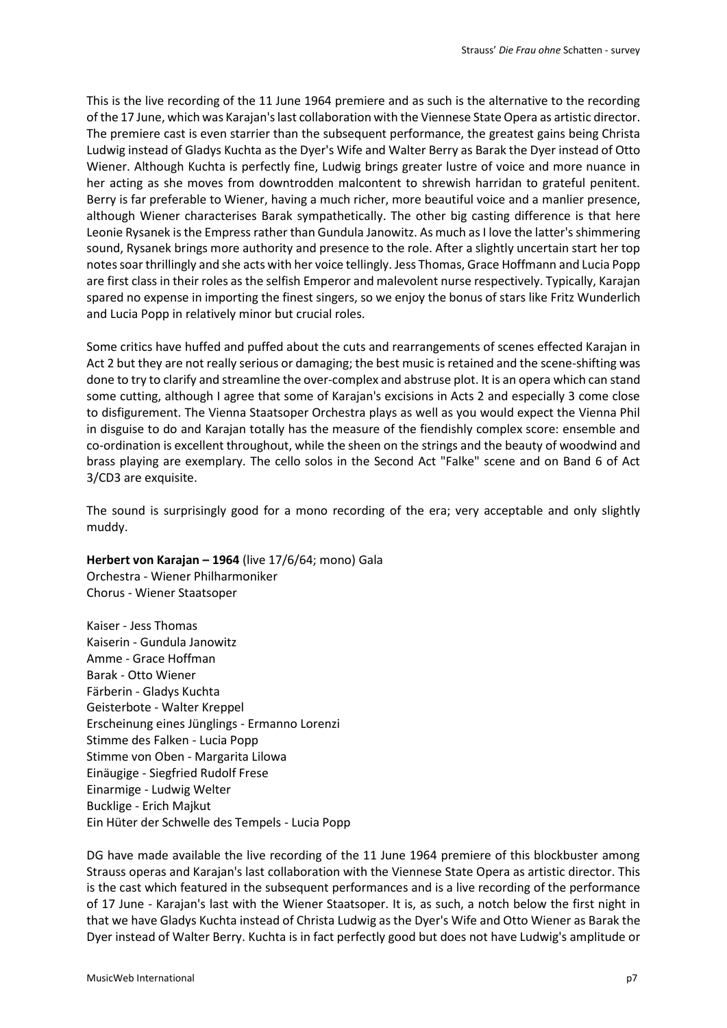This is the live recording of the 11 June 1964 premiere and as such is the alternative to the recording of the 17 June, which was Karajan's last collaboration with the Viennese State Opera as artistic director. The premiere cast is even starrier than the subsequent performance, the greatest gains being Christa Ludwig instead of Gladys Kuchta as the Dyer's Wife and Walter Berry as Barak the Dyer instead of Otto Wiener. Although Kuchta is perfectly fine, Ludwig brings greater lustre of voice and more nuance in her acting as she moves from downtrodden malcontent to shrewish harridan to grateful penitent. Berry is far preferable to Wiener, having a much richer, more beautiful voice and a manlier presence, although Wiener characterises Barak sympathetically. The other big casting difference is that here Leonie Rysanek is the Empress rather than Gundula Janowitz. As much as I love the latter's shimmering sound, Rysanek brings more authority and presence to the role. After a slightly uncertain start her top notes soar thrillingly and she acts with her voice tellingly. Jess Thomas, Grace Hoffmann and Lucia Popp are first class in their roles as the selfish Emperor and malevolent nurse respectively. Typically, Karajan spared no expense in importing the finest singers, so we enjoy the bonus of stars like Fritz Wunderlich and Lucia Popp in relatively minor but crucial roles.

Some critics have huffed and puffed about the cuts and rearrangements of scenes effected Karajan in Act 2 but they are not really serious or damaging; the best music is retained and the scene-shifting was done to try to clarify and streamline the over-complex and abstruse plot. It is an opera which can stand some cutting, although I agree that some of Karajan's excisions in Acts 2 and especially 3 come close to disfigurement. The Vienna Staatsoper Orchestra plays as well as you would expect the Vienna Phil in disguise to do and Karajan totally has the measure of the fiendishly complex score: ensemble and co-ordination is excellent throughout, while the sheen on the strings and the beauty of woodwind and brass playing are exemplary. The cello solos in the Second Act "Falke" scene and on Band 6 of Act 3/CD3 are exquisite.

The sound is surprisingly good for a mono recording of the era; very acceptable and only slightly muddy.

**Herbert von Karajan – 1964** (live 17/6/64; mono) Gala
Orchestra - Wiener Philharmoniker
Chorus - Wiener Staatsoper

Kaiser - Jess Thomas
Kaiserin - Gundula Janowitz
Amme - Grace Hoffman
Barak - Otto Wiener
Färberin - Gladys Kuchta
Geisterbote - Walter Kreppel
Erscheinung eines Jünglings - Ermanno Lorenzi
Stimme des Falken - Lucia Popp
Stimme von Oben - Margarita Lilowa
Einäugige - Siegfried Rudolf Frese
Einarmige - Ludwig Welter
Bucklige - Erich Majkut
Ein Hüter der Schwelle des Tempels - Lucia Popp

DG have made available the live recording of the 11 June 1964 premiere of this blockbuster among Strauss operas and Karajan's last collaboration with the Viennese State Opera as artistic director. This is the cast which featured in the subsequent performances and is a live recording of the performance of 17 June - Karajan's last with the Wiener Staatsoper. It is, as such, a notch below the first night in that we have Gladys Kuchta instead of Christa Ludwig as the Dyer's Wife and Otto Wiener as Barak the Dyer instead of Walter Berry. Kuchta is in fact perfectly good but does not have Ludwig's amplitude or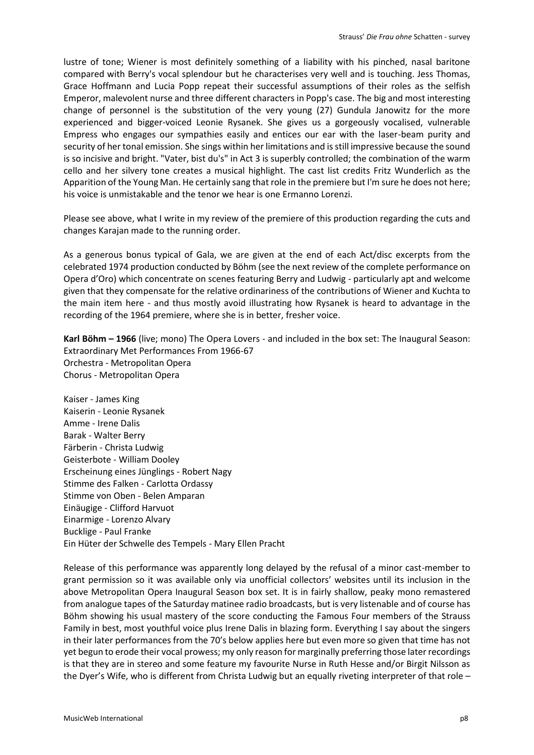lustre of tone; Wiener is most definitely something of a liability with his pinched, nasal baritone compared with Berry's vocal splendour but he characterises very well and is touching. Jess Thomas, Grace Hoffmann and Lucia Popp repeat their successful assumptions of their roles as the selfish Emperor, malevolent nurse and three different characters in Popp's case. The big and most interesting change of personnel is the substitution of the very young (27) Gundula Janowitz for the more experienced and bigger-voiced Leonie Rysanek. She gives us a gorgeously vocalised, vulnerable Empress who engages our sympathies easily and entices our ear with the laser-beam purity and security of her tonal emission. She sings within her limitations and is still impressive because the sound is so incisive and bright. "Vater, bist du's" in Act 3 is superbly controlled; the combination of the warm cello and her silvery tone creates a musical highlight. The cast list credits Fritz Wunderlich as the Apparition of the Young Man. He certainly sang that role in the premiere but I'm sure he does not here; his voice is unmistakable and the tenor we hear is one Ermanno Lorenzi.

Please see above, what I write in my review of the premiere of this production regarding the cuts and changes Karajan made to the running order.

As a generous bonus typical of Gala, we are given at the end of each Act/disc excerpts from the celebrated 1974 production conducted by Böhm (see the next review of the complete performance on Opera d'Oro) which concentrate on scenes featuring Berry and Ludwig - particularly apt and welcome given that they compensate for the relative ordinariness of the contributions of Wiener and Kuchta to the main item here - and thus mostly avoid illustrating how Rysanek is heard to advantage in the recording of the 1964 premiere, where she is in better, fresher voice.

**Karl Böhm – 1966** (live; mono) The Opera Lovers - and included in the box set: The Inaugural Season: Extraordinary Met Performances From 1966-67
Orchestra - Metropolitan Opera
Chorus - Metropolitan Opera

Kaiser - James King
Kaiserin - Leonie Rysanek
Amme - Irene Dalis
Barak - Walter Berry
Färberin - Christa Ludwig
Geisterbote - William Dooley
Erscheinung eines Jünglings - Robert Nagy
Stimme des Falken - Carlotta Ordassy
Stimme von Oben - Belen Amparan
Einäugige - Clifford Harvuot
Einarmige - Lorenzo Alvary
Bucklige - Paul Franke
Ein Hüter der Schwelle des Tempels - Mary Ellen Pracht

Release of this performance was apparently long delayed by the refusal of a minor cast-member to grant permission so it was available only via unofficial collectors' websites until its inclusion in the above Metropolitan Opera Inaugural Season box set. It is in fairly shallow, peaky mono remastered from analogue tapes of the Saturday matinee radio broadcasts, but is very listenable and of course has Böhm showing his usual mastery of the score conducting the Famous Four members of the Strauss Family in best, most youthful voice plus Irene Dalis in blazing form. Everything I say about the singers in their later performances from the 70's below applies here but even more so given that time has not yet begun to erode their vocal prowess; my only reason for marginally preferring those later recordings is that they are in stereo and some feature my favourite Nurse in Ruth Hesse and/or Birgit Nilsson as the Dyer's Wife, who is different from Christa Ludwig but an equally riveting interpreter of that role –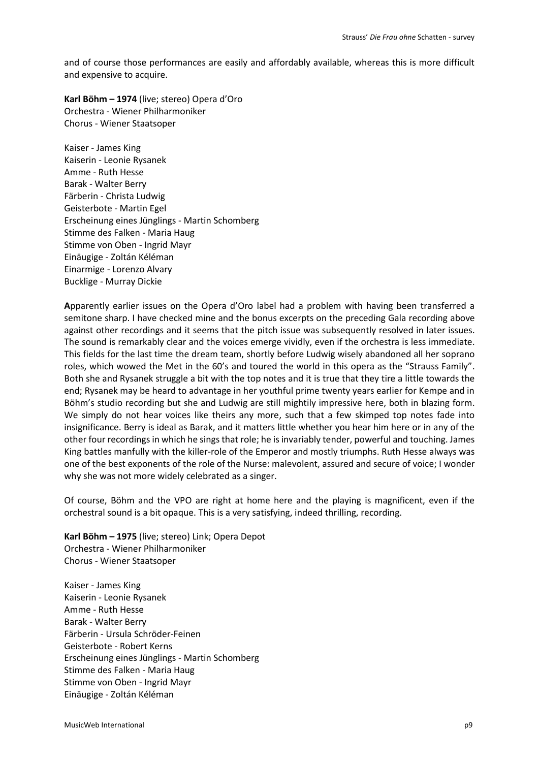and of course those performances are easily and affordably available, whereas this is more difficult and expensive to acquire.

**Karl Böhm – 1974** (live; stereo) Opera d'Oro
Orchestra - Wiener Philharmoniker
Chorus - Wiener Staatsoper

Kaiser - James King
Kaiserin - Leonie Rysanek
Amme - Ruth Hesse
Barak - Walter Berry
Färberin - Christa Ludwig
Geisterbote - Martin Egel
Erscheinung eines Jünglings - Martin Schomberg
Stimme des Falken - Maria Haug
Stimme von Oben - Ingrid Mayr
Einäugige - Zoltán Kéléman
Einarmige - Lorenzo Alvary
Bucklige - Murray Dickie

**A**pparently earlier issues on the Opera d'Oro label had a problem with having been transferred a semitone sharp. I have checked mine and the bonus excerpts on the preceding Gala recording above against other recordings and it seems that the pitch issue was subsequently resolved in later issues. The sound is remarkably clear and the voices emerge vividly, even if the orchestra is less immediate. This fields for the last time the dream team, shortly before Ludwig wisely abandoned all her soprano roles, which wowed the Met in the 60's and toured the world in this opera as the "Strauss Family". Both she and Rysanek struggle a bit with the top notes and it is true that they tire a little towards the end; Rysanek may be heard to advantage in her youthful prime twenty years earlier for Kempe and in Böhm's studio recording but she and Ludwig are still mightily impressive here, both in blazing form. We simply do not hear voices like theirs any more, such that a few skimped top notes fade into insignificance. Berry is ideal as Barak, and it matters little whether you hear him here or in any of the other four recordings in which he sings that role; he is invariably tender, powerful and touching. James King battles manfully with the killer-role of the Emperor and mostly triumphs. Ruth Hesse always was one of the best exponents of the role of the Nurse: malevolent, assured and secure of voice; I wonder why she was not more widely celebrated as a singer.

Of course, Böhm and the VPO are right at home here and the playing is magnificent, even if the orchestral sound is a bit opaque. This is a very satisfying, indeed thrilling, recording.

**Karl Böhm – 1975** (live; stereo) Link; Opera Depot
Orchestra - Wiener Philharmoniker
Chorus - Wiener Staatsoper

Kaiser - James King
Kaiserin - Leonie Rysanek
Amme - Ruth Hesse
Barak - Walter Berry
Färberin - Ursula Schröder-Feinen
Geisterbote - Robert Kerns
Erscheinung eines Jünglings - Martin Schomberg
Stimme des Falken - Maria Haug
Stimme von Oben - Ingrid Mayr
Einäugige - Zoltán Kéléman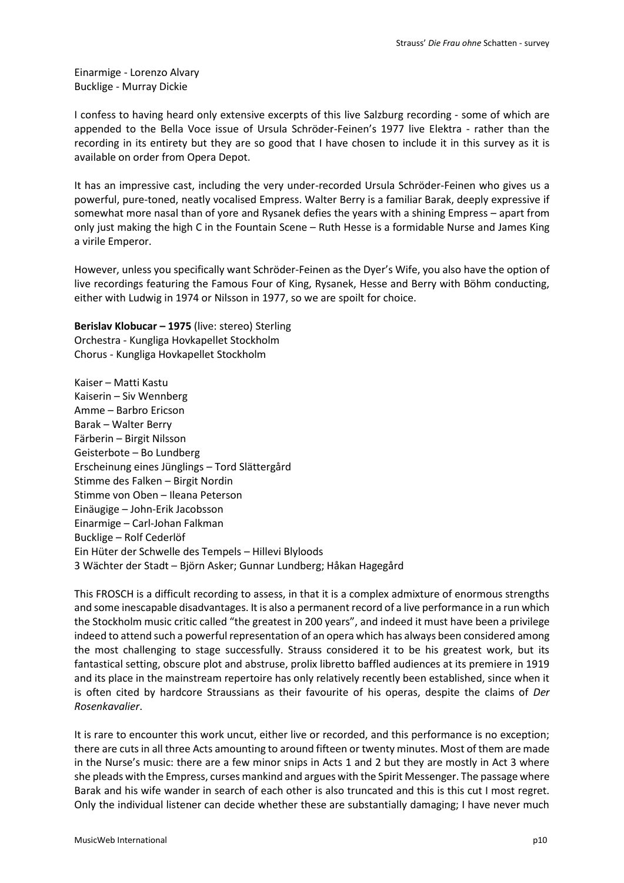Einarmige - Lorenzo Alvary
Bucklige - Murray Dickie

I confess to having heard only extensive excerpts of this live Salzburg recording - some of which are appended to the Bella Voce issue of Ursula Schröder-Feinen's 1977 live Elektra - rather than the recording in its entirety but they are so good that I have chosen to include it in this survey as it is available on order from Opera Depot.

It has an impressive cast, including the very under-recorded Ursula Schröder-Feinen who gives us a powerful, pure-toned, neatly vocalised Empress. Walter Berry is a familiar Barak, deeply expressive if somewhat more nasal than of yore and Rysanek defies the years with a shining Empress – apart from only just making the high C in the Fountain Scene – Ruth Hesse is a formidable Nurse and James King a virile Emperor.

However, unless you specifically want Schröder-Feinen as the Dyer's Wife, you also have the option of live recordings featuring the Famous Four of King, Rysanek, Hesse and Berry with Böhm conducting, either with Ludwig in 1974 or Nilsson in 1977, so we are spoilt for choice.

**Berislav Klobucar – 1975** (live: stereo) Sterling
Orchestra - Kungliga Hovkapellet Stockholm
Chorus - Kungliga Hovkapellet Stockholm

Kaiser – Matti Kastu
Kaiserin – Siv Wennberg
Amme – Barbro Ericson
Barak – Walter Berry
Färberin – Birgit Nilsson
Geisterbote – Bo Lundberg
Erscheinung eines Jünglings – Tord Slättergård
Stimme des Falken – Birgit Nordin
Stimme von Oben – Ileana Peterson
Einäugige – John-Erik Jacobsson
Einarmige – Carl-Johan Falkman
Bucklige – Rolf Cederlöf
Ein Hüter der Schwelle des Tempels – Hillevi Blyloods
3 Wächter der Stadt – Björn Asker; Gunnar Lundberg; Håkan Hagegård

This FROSCH is a difficult recording to assess, in that it is a complex admixture of enormous strengths and some inescapable disadvantages. It is also a permanent record of a live performance in a run which the Stockholm music critic called "the greatest in 200 years", and indeed it must have been a privilege indeed to attend such a powerful representation of an opera which has always been considered among the most challenging to stage successfully. Strauss considered it to be his greatest work, but its fantastical setting, obscure plot and abstruse, prolix libretto baffled audiences at its premiere in 1919 and its place in the mainstream repertoire has only relatively recently been established, since when it is often cited by hardcore Straussians as their favourite of his operas, despite the claims of *Der Rosenkavalier*.

It is rare to encounter this work uncut, either live or recorded, and this performance is no exception; there are cuts in all three Acts amounting to around fifteen or twenty minutes. Most of them are made in the Nurse's music: there are a few minor snips in Acts 1 and 2 but they are mostly in Act 3 where she pleads with the Empress, curses mankind and argues with the Spirit Messenger. The passage where Barak and his wife wander in search of each other is also truncated and this is this cut I most regret. Only the individual listener can decide whether these are substantially damaging; I have never much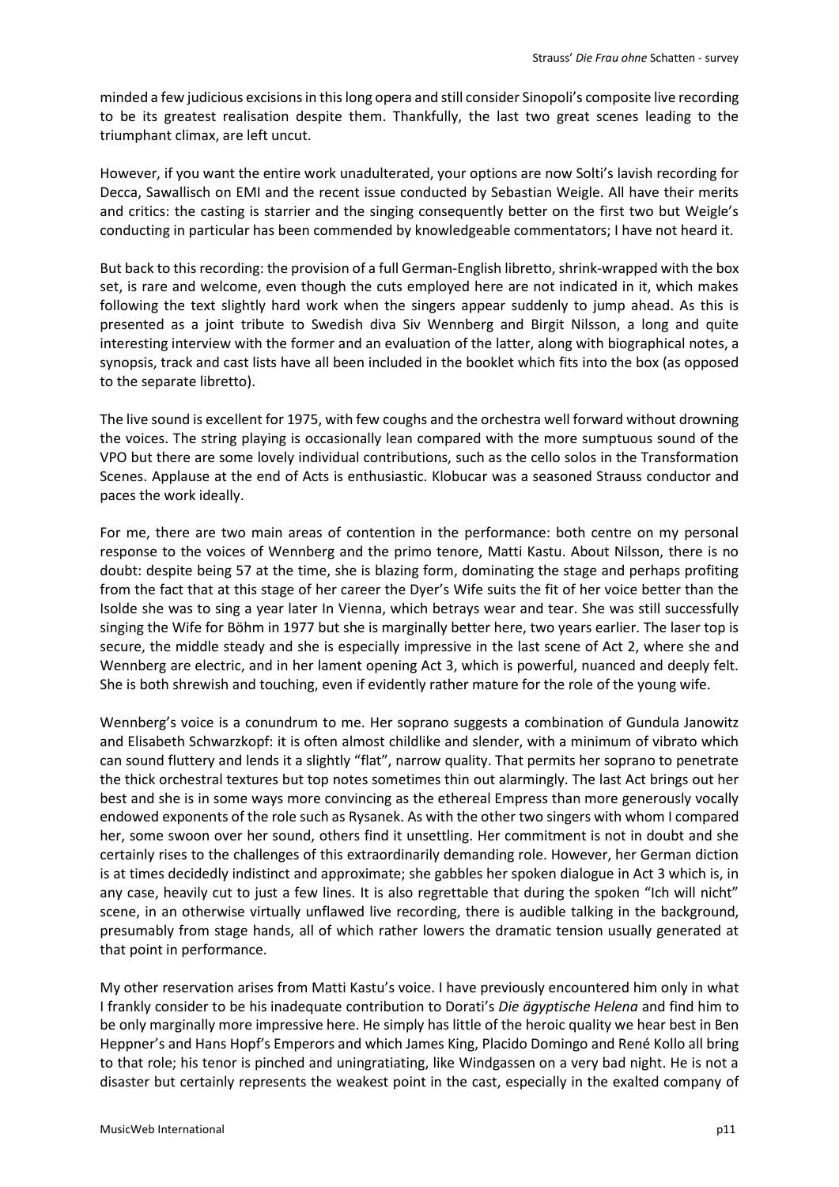minded a few judicious excisions in this long opera and still consider Sinopoli's composite live recording to be its greatest realisation despite them. Thankfully, the last two great scenes leading to the triumphant climax, are left uncut.

However, if you want the entire work unadulterated, your options are now Solti's lavish recording for Decca, Sawallisch on EMI and the recent issue conducted by Sebastian Weigle. All have their merits and critics: the casting is starrier and the singing consequently better on the first two but Weigle's conducting in particular has been commended by knowledgeable commentators; I have not heard it.

But back to this recording: the provision of a full German-English libretto, shrink-wrapped with the box set, is rare and welcome, even though the cuts employed here are not indicated in it, which makes following the text slightly hard work when the singers appear suddenly to jump ahead. As this is presented as a joint tribute to Swedish diva Siv Wennberg and Birgit Nilsson, a long and quite interesting interview with the former and an evaluation of the latter, along with biographical notes, a synopsis, track and cast lists have all been included in the booklet which fits into the box (as opposed to the separate libretto).

The live sound is excellent for 1975, with few coughs and the orchestra well forward without drowning the voices. The string playing is occasionally lean compared with the more sumptuous sound of the VPO but there are some lovely individual contributions, such as the cello solos in the Transformation Scenes. Applause at the end of Acts is enthusiastic. Klobucar was a seasoned Strauss conductor and paces the work ideally.

For me, there are two main areas of contention in the performance: both centre on my personal response to the voices of Wennberg and the primo tenore, Matti Kastu. About Nilsson, there is no doubt: despite being 57 at the time, she is blazing form, dominating the stage and perhaps profiting from the fact that at this stage of her career the Dyer's Wife suits the fit of her voice better than the Isolde she was to sing a year later In Vienna, which betrays wear and tear. She was still successfully singing the Wife for Böhm in 1977 but she is marginally better here, two years earlier. The laser top is secure, the middle steady and she is especially impressive in the last scene of Act 2, where she and Wennberg are electric, and in her lament opening Act 3, which is powerful, nuanced and deeply felt. She is both shrewish and touching, even if evidently rather mature for the role of the young wife.

Wennberg's voice is a conundrum to me. Her soprano suggests a combination of Gundula Janowitz and Elisabeth Schwarzkopf: it is often almost childlike and slender, with a minimum of vibrato which can sound fluttery and lends it a slightly "flat", narrow quality. That permits her soprano to penetrate the thick orchestral textures but top notes sometimes thin out alarmingly. The last Act brings out her best and she is in some ways more convincing as the ethereal Empress than more generously vocally endowed exponents of the role such as Rysanek. As with the other two singers with whom I compared her, some swoon over her sound, others find it unsettling. Her commitment is not in doubt and she certainly rises to the challenges of this extraordinarily demanding role. However, her German diction is at times decidedly indistinct and approximate; she gabbles her spoken dialogue in Act 3 which is, in any case, heavily cut to just a few lines. It is also regrettable that during the spoken "Ich will nicht" scene, in an otherwise virtually unflawed live recording, there is audible talking in the background, presumably from stage hands, all of which rather lowers the dramatic tension usually generated at that point in performance.

My other reservation arises from Matti Kastu's voice. I have previously encountered him only in what I frankly consider to be his inadequate contribution to Dorati's *Die ägyptische Helena* and find him to be only marginally more impressive here. He simply has little of the heroic quality we hear best in Ben Heppner's and Hans Hopf's Emperors and which James King, Placido Domingo and René Kollo all bring to that role; his tenor is pinched and ungratiating, like Windgassen on a very bad night. He is not a disaster but certainly represents the weakest point in the cast, especially in the exalted company of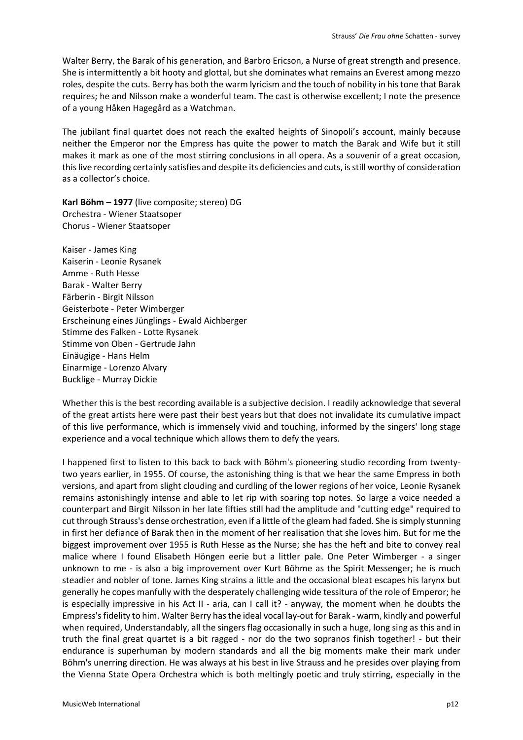Walter Berry, the Barak of his generation, and Barbro Ericson, a Nurse of great strength and presence. She is intermittently a bit hooty and glottal, but she dominates what remains an Everest among mezzo roles, despite the cuts. Berry has both the warm lyricism and the touch of nobility in his tone that Barak requires; he and Nilsson make a wonderful team. The cast is otherwise excellent; I note the presence of a young Håken Hagegård as a Watchman.

The jubilant final quartet does not reach the exalted heights of Sinopoli's account, mainly because neither the Emperor nor the Empress has quite the power to match the Barak and Wife but it still makes it mark as one of the most stirring conclusions in all opera. As a souvenir of a great occasion, this live recording certainly satisfies and despite its deficiencies and cuts, is still worthy of consideration as a collector's choice.

**Karl Böhm – 1977** (live composite; stereo) DG
Orchestra - Wiener Staatsoper
Chorus - Wiener Staatsoper

Kaiser - James King
Kaiserin - Leonie Rysanek
Amme - Ruth Hesse
Barak - Walter Berry
Färberin - Birgit Nilsson
Geisterbote - Peter Wimberger
Erscheinung eines Jünglings - Ewald Aichberger
Stimme des Falken - Lotte Rysanek
Stimme von Oben - Gertrude Jahn
Einäugige - Hans Helm
Einarmige - Lorenzo Alvary
Bucklige - Murray Dickie

Whether this is the best recording available is a subjective decision. I readily acknowledge that several of the great artists here were past their best years but that does not invalidate its cumulative impact of this live performance, which is immensely vivid and touching, informed by the singers' long stage experience and a vocal technique which allows them to defy the years.

I happened first to listen to this back to back with Böhm's pioneering studio recording from twenty-two years earlier, in 1955. Of course, the astonishing thing is that we hear the same Empress in both versions, and apart from slight clouding and curdling of the lower regions of her voice, Leonie Rysanek remains astonishingly intense and able to let rip with soaring top notes. So large a voice needed a counterpart and Birgit Nilsson in her late fifties still had the amplitude and "cutting edge" required to cut through Strauss's dense orchestration, even if a little of the gleam had faded. She is simply stunning in first her defiance of Barak then in the moment of her realisation that she loves him. But for me the biggest improvement over 1955 is Ruth Hesse as the Nurse; she has the heft and bite to convey real malice where I found Elisabeth Höngen eerie but a littler pale. One Peter Wimberger - a singer unknown to me - is also a big improvement over Kurt Böhme as the Spirit Messenger; he is much steadier and nobler of tone. James King strains a little and the occasional bleat escapes his larynx but generally he copes manfully with the desperately challenging wide tessitura of the role of Emperor; he is especially impressive in his Act II - aria, can I call it? - anyway, the moment when he doubts the Empress's fidelity to him. Walter Berry has the ideal vocal lay-out for Barak - warm, kindly and powerful when required, Understandably, all the singers flag occasionally in such a huge, long sing as this and in truth the final great quartet is a bit ragged - nor do the two sopranos finish together! - but their endurance is superhuman by modern standards and all the big moments make their mark under Böhm's unerring direction. He was always at his best in live Strauss and he presides over playing from the Vienna State Opera Orchestra which is both meltingly poetic and truly stirring, especially in the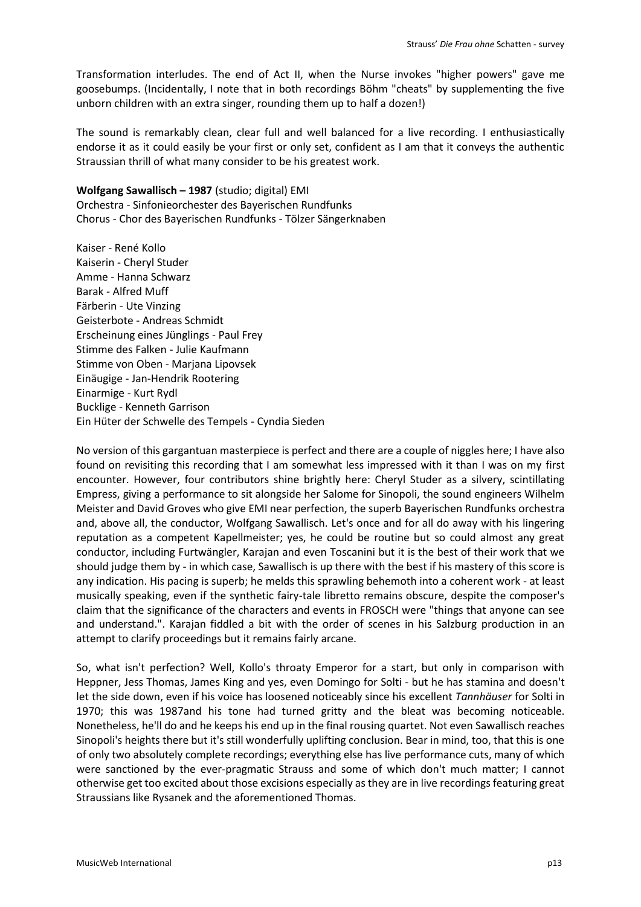Transformation interludes. The end of Act II, when the Nurse invokes "higher powers" gave me goosebumps. (Incidentally, I note that in both recordings Böhm "cheats" by supplementing the five unborn children with an extra singer, rounding them up to half a dozen!)

The sound is remarkably clean, clear full and well balanced for a live recording. I enthusiastically endorse it as it could easily be your first or only set, confident as I am that it conveys the authentic Straussian thrill of what many consider to be his greatest work.

**Wolfgang Sawallisch – 1987** (studio; digital) EMI
Orchestra - Sinfonieorchester des Bayerischen Rundfunks
Chorus - Chor des Bayerischen Rundfunks - Tölzer Sängerknaben

Kaiser - René Kollo
Kaiserin - Cheryl Studer
Amme - Hanna Schwarz
Barak - Alfred Muff
Färberin - Ute Vinzing
Geisterbote - Andreas Schmidt
Erscheinung eines Jünglings - Paul Frey
Stimme des Falken - Julie Kaufmann
Stimme von Oben - Marjana Lipovsek
Einäugige - Jan-Hendrik Rootering
Einarmige - Kurt Rydl
Bucklige - Kenneth Garrison
Ein Hüter der Schwelle des Tempels - Cyndia Sieden

No version of this gargantuan masterpiece is perfect and there are a couple of niggles here; I have also found on revisiting this recording that I am somewhat less impressed with it than I was on my first encounter. However, four contributors shine brightly here: Cheryl Studer as a silvery, scintillating Empress, giving a performance to sit alongside her Salome for Sinopoli, the sound engineers Wilhelm Meister and David Groves who give EMI near perfection, the superb Bayerischen Rundfunks orchestra and, above all, the conductor, Wolfgang Sawallisch. Let's once and for all do away with his lingering reputation as a competent Kapellmeister; yes, he could be routine but so could almost any great conductor, including Furtwängler, Karajan and even Toscanini but it is the best of their work that we should judge them by - in which case, Sawallisch is up there with the best if his mastery of this score is any indication. His pacing is superb; he melds this sprawling behemoth into a coherent work - at least musically speaking, even if the synthetic fairy-tale libretto remains obscure, despite the composer's claim that the significance of the characters and events in FROSCH were "things that anyone can see and understand.". Karajan fiddled a bit with the order of scenes in his Salzburg production in an attempt to clarify proceedings but it remains fairly arcane.

So, what isn't perfection? Well, Kollo's throaty Emperor for a start, but only in comparison with Heppner, Jess Thomas, James King and yes, even Domingo for Solti - but he has stamina and doesn't let the side down, even if his voice has loosened noticeably since his excellent *Tannhäuser* for Solti in 1970; this was 1987and his tone had turned gritty and the bleat was becoming noticeable. Nonetheless, he'll do and he keeps his end up in the final rousing quartet. Not even Sawallisch reaches Sinopoli's heights there but it's still wonderfully uplifting conclusion. Bear in mind, too, that this is one of only two absolutely complete recordings; everything else has live performance cuts, many of which were sanctioned by the ever-pragmatic Strauss and some of which don't much matter; I cannot otherwise get too excited about those excisions especially as they are in live recordings featuring great Straussians like Rysanek and the aforementioned Thomas.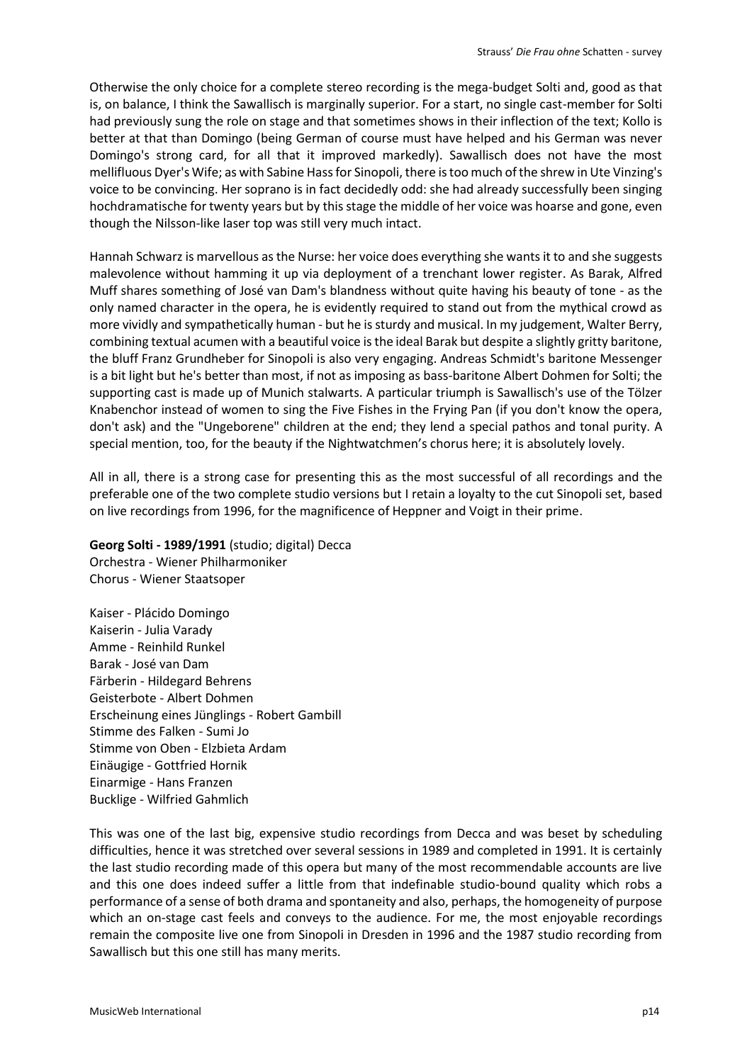Otherwise the only choice for a complete stereo recording is the mega-budget Solti and, good as that is, on balance, I think the Sawallisch is marginally superior. For a start, no single cast-member for Solti had previously sung the role on stage and that sometimes shows in their inflection of the text; Kollo is better at that than Domingo (being German of course must have helped and his German was never Domingo's strong card, for all that it improved markedly). Sawallisch does not have the most mellifluous Dyer's Wife; as with Sabine Hass for Sinopoli, there is too much of the shrew in Ute Vinzing's voice to be convincing. Her soprano is in fact decidedly odd: she had already successfully been singing hochdramatische for twenty years but by this stage the middle of her voice was hoarse and gone, even though the Nilsson-like laser top was still very much intact.

Hannah Schwarz is marvellous as the Nurse: her voice does everything she wants it to and she suggests malevolence without hamming it up via deployment of a trenchant lower register. As Barak, Alfred Muff shares something of José van Dam's blandness without quite having his beauty of tone - as the only named character in the opera, he is evidently required to stand out from the mythical crowd as more vividly and sympathetically human - but he is sturdy and musical. In my judgement, Walter Berry, combining textual acumen with a beautiful voice is the ideal Barak but despite a slightly gritty baritone, the bluff Franz Grundheber for Sinopoli is also very engaging. Andreas Schmidt's baritone Messenger is a bit light but he's better than most, if not as imposing as bass-baritone Albert Dohmen for Solti; the supporting cast is made up of Munich stalwarts. A particular triumph is Sawallisch's use of the Tölzer Knabenchor instead of women to sing the Five Fishes in the Frying Pan (if you don't know the opera, don't ask) and the "Ungeborene" children at the end; they lend a special pathos and tonal purity. A special mention, too, for the beauty if the Nightwatchmen's chorus here; it is absolutely lovely.

All in all, there is a strong case for presenting this as the most successful of all recordings and the preferable one of the two complete studio versions but I retain a loyalty to the cut Sinopoli set, based on live recordings from 1996, for the magnificence of Heppner and Voigt in their prime.

**Georg Solti - 1989/1991** (studio; digital) Decca
Orchestra - Wiener Philharmoniker
Chorus - Wiener Staatsoper

Kaiser - Plácido Domingo
Kaiserin - Julia Varady
Amme - Reinhild Runkel
Barak - José van Dam
Färberin - Hildegard Behrens
Geisterbote - Albert Dohmen
Erscheinung eines Jünglings - Robert Gambill
Stimme des Falken - Sumi Jo
Stimme von Oben - Elzbieta Ardam
Einäugige - Gottfried Hornik
Einarmige - Hans Franzen
Bucklige - Wilfried Gahmlich

This was one of the last big, expensive studio recordings from Decca and was beset by scheduling difficulties, hence it was stretched over several sessions in 1989 and completed in 1991. It is certainly the last studio recording made of this opera but many of the most recommendable accounts are live and this one does indeed suffer a little from that indefinable studio-bound quality which robs a performance of a sense of both drama and spontaneity and also, perhaps, the homogeneity of purpose which an on-stage cast feels and conveys to the audience. For me, the most enjoyable recordings remain the composite live one from Sinopoli in Dresden in 1996 and the 1987 studio recording from Sawallisch but this one still has many merits.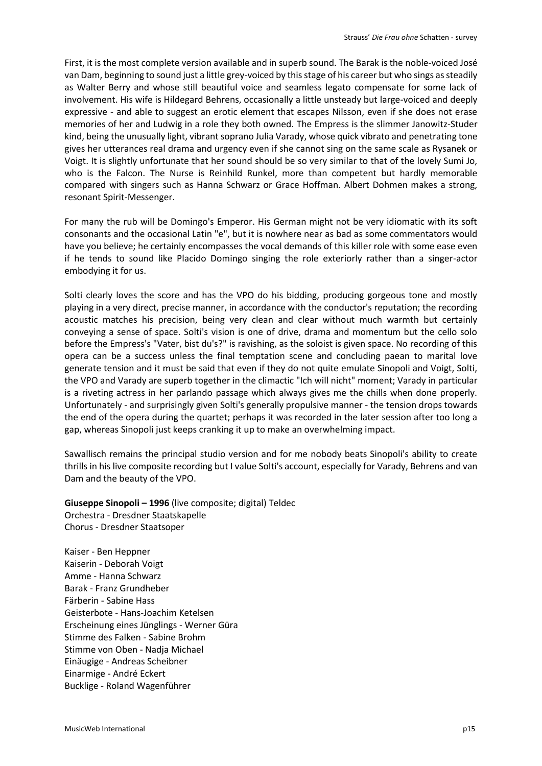First, it is the most complete version available and in superb sound. The Barak is the noble-voiced José van Dam, beginning to sound just a little grey-voiced by this stage of his career but who sings as steadily as Walter Berry and whose still beautiful voice and seamless legato compensate for some lack of involvement. His wife is Hildegard Behrens, occasionally a little unsteady but large-voiced and deeply expressive - and able to suggest an erotic element that escapes Nilsson, even if she does not erase memories of her and Ludwig in a role they both owned. The Empress is the slimmer Janowitz-Studer kind, being the unusually light, vibrant soprano Julia Varady, whose quick vibrato and penetrating tone gives her utterances real drama and urgency even if she cannot sing on the same scale as Rysanek or Voigt. It is slightly unfortunate that her sound should be so very similar to that of the lovely Sumi Jo, who is the Falcon. The Nurse is Reinhild Runkel, more than competent but hardly memorable compared with singers such as Hanna Schwarz or Grace Hoffman. Albert Dohmen makes a strong, resonant Spirit-Messenger.

For many the rub will be Domingo's Emperor. His German might not be very idiomatic with its soft consonants and the occasional Latin "e", but it is nowhere near as bad as some commentators would have you believe; he certainly encompasses the vocal demands of this killer role with some ease even if he tends to sound like Placido Domingo singing the role exteriorly rather than a singer-actor embodying it for us.

Solti clearly loves the score and has the VPO do his bidding, producing gorgeous tone and mostly playing in a very direct, precise manner, in accordance with the conductor's reputation; the recording acoustic matches his precision, being very clean and clear without much warmth but certainly conveying a sense of space. Solti's vision is one of drive, drama and momentum but the cello solo before the Empress's "Vater, bist du's?" is ravishing, as the soloist is given space. No recording of this opera can be a success unless the final temptation scene and concluding paean to marital love generate tension and it must be said that even if they do not quite emulate Sinopoli and Voigt, Solti, the VPO and Varady are superb together in the climactic "Ich will nicht" moment; Varady in particular is a riveting actress in her parlando passage which always gives me the chills when done properly. Unfortunately - and surprisingly given Solti's generally propulsive manner - the tension drops towards the end of the opera during the quartet; perhaps it was recorded in the later session after too long a gap, whereas Sinopoli just keeps cranking it up to make an overwhelming impact.

Sawallisch remains the principal studio version and for me nobody beats Sinopoli's ability to create thrills in his live composite recording but I value Solti's account, especially for Varady, Behrens and van Dam and the beauty of the VPO.

**Giuseppe Sinopoli – 1996** (live composite; digital) Teldec
Orchestra - Dresdner Staatskapelle
Chorus - Dresdner Staatsoper

Kaiser - Ben Heppner
Kaiserin - Deborah Voigt
Amme - Hanna Schwarz
Barak - Franz Grundheber
Färberin - Sabine Hass
Geisterbote - Hans-Joachim Ketelsen
Erscheinung eines Jünglings - Werner Güra
Stimme des Falken - Sabine Brohm
Stimme von Oben - Nadja Michael
Einäugige - Andreas Scheibner
Einarmige - André Eckert
Bucklige - Roland Wagenführer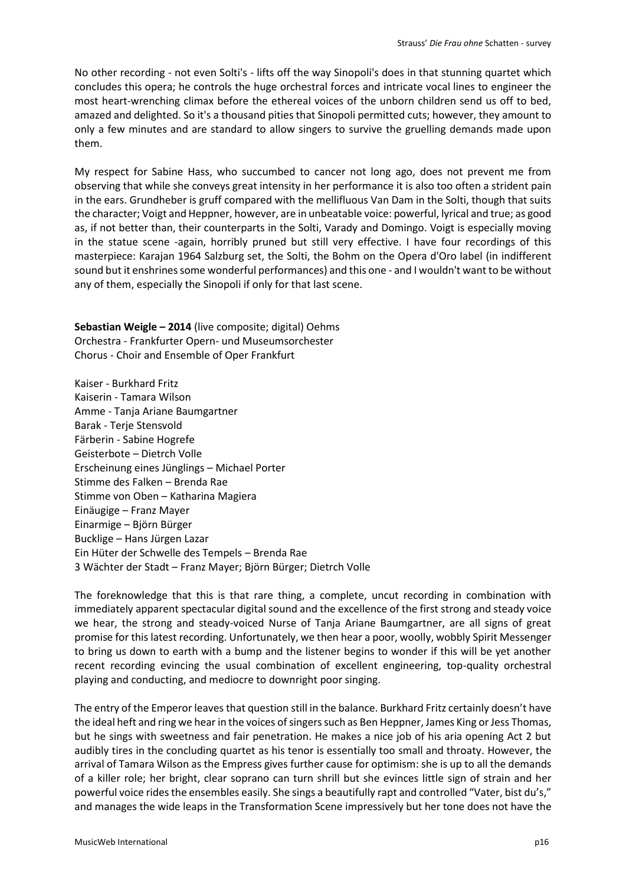No other recording - not even Solti's - lifts off the way Sinopoli's does in that stunning quartet which concludes this opera; he controls the huge orchestral forces and intricate vocal lines to engineer the most heart-wrenching climax before the ethereal voices of the unborn children send us off to bed, amazed and delighted. So it's a thousand pities that Sinopoli permitted cuts; however, they amount to only a few minutes and are standard to allow singers to survive the gruelling demands made upon them.

My respect for Sabine Hass, who succumbed to cancer not long ago, does not prevent me from observing that while she conveys great intensity in her performance it is also too often a strident pain in the ears. Grundheber is gruff compared with the mellifluous Van Dam in the Solti, though that suits the character; Voigt and Heppner, however, are in unbeatable voice: powerful, lyrical and true; as good as, if not better than, their counterparts in the Solti, Varady and Domingo. Voigt is especially moving in the statue scene -again, horribly pruned but still very effective. I have four recordings of this masterpiece: Karajan 1964 Salzburg set, the Solti, the Bohm on the Opera d'Oro label (in indifferent sound but it enshrines some wonderful performances) and this one - and I wouldn't want to be without any of them, especially the Sinopoli if only for that last scene.

**Sebastian Weigle – 2014** (live composite; digital) Oehms
Orchestra - Frankfurter Opern- und Museumsorchester
Chorus - Choir and Ensemble of Oper Frankfurt

Kaiser - Burkhard Fritz
Kaiserin - Tamara Wilson
Amme - Tanja Ariane Baumgartner
Barak - Terje Stensvold
Färberin - Sabine Hogrefe
Geisterbote – Dietrch Volle
Erscheinung eines Jünglings – Michael Porter
Stimme des Falken – Brenda Rae
Stimme von Oben – Katharina Magiera
Einäugige – Franz Mayer
Einarmige – Björn Bürger
Bucklige – Hans Jürgen Lazar
Ein Hüter der Schwelle des Tempels – Brenda Rae
3 Wächter der Stadt – Franz Mayer; Björn Bürger; Dietrch Volle

The foreknowledge that this is that rare thing, a complete, uncut recording in combination with immediately apparent spectacular digital sound and the excellence of the first strong and steady voice we hear, the strong and steady-voiced Nurse of Tanja Ariane Baumgartner, are all signs of great promise for this latest recording. Unfortunately, we then hear a poor, woolly, wobbly Spirit Messenger to bring us down to earth with a bump and the listener begins to wonder if this will be yet another recent recording evincing the usual combination of excellent engineering, top-quality orchestral playing and conducting, and mediocre to downright poor singing.

The entry of the Emperor leaves that question still in the balance. Burkhard Fritz certainly doesn't have the ideal heft and ring we hear in the voices of singers such as Ben Heppner, James King or Jess Thomas, but he sings with sweetness and fair penetration. He makes a nice job of his aria opening Act 2 but audibly tires in the concluding quartet as his tenor is essentially too small and throaty. However, the arrival of Tamara Wilson as the Empress gives further cause for optimism: she is up to all the demands of a killer role; her bright, clear soprano can turn shrill but she evinces little sign of strain and her powerful voice rides the ensembles easily. She sings a beautifully rapt and controlled "Vater, bist du's," and manages the wide leaps in the Transformation Scene impressively but her tone does not have the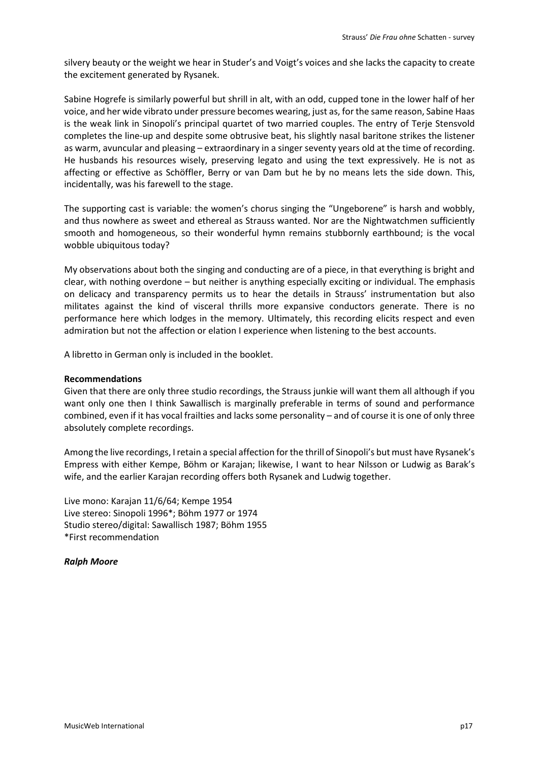silvery beauty or the weight we hear in Studer's and Voigt's voices and she lacks the capacity to create the excitement generated by Rysanek.

Sabine Hogrefe is similarly powerful but shrill in alt, with an odd, cupped tone in the lower half of her voice, and her wide vibrato under pressure becomes wearing, just as, for the same reason, Sabine Haas is the weak link in Sinopoli's principal quartet of two married couples. The entry of Terje Stensvold completes the line-up and despite some obtrusive beat, his slightly nasal baritone strikes the listener as warm, avuncular and pleasing – extraordinary in a singer seventy years old at the time of recording. He husbands his resources wisely, preserving legato and using the text expressively. He is not as affecting or effective as Schöffler, Berry or van Dam but he by no means lets the side down. This, incidentally, was his farewell to the stage.

The supporting cast is variable: the women's chorus singing the "Ungeborene" is harsh and wobbly, and thus nowhere as sweet and ethereal as Strauss wanted. Nor are the Nightwatchmen sufficiently smooth and homogeneous, so their wonderful hymn remains stubbornly earthbound; is the vocal wobble ubiquitous today?

My observations about both the singing and conducting are of a piece, in that everything is bright and clear, with nothing overdone – but neither is anything especially exciting or individual. The emphasis on delicacy and transparency permits us to hear the details in Strauss' instrumentation but also militates against the kind of visceral thrills more expansive conductors generate. There is no performance here which lodges in the memory. Ultimately, this recording elicits respect and even admiration but not the affection or elation I experience when listening to the best accounts.

A libretto in German only is included in the booklet.

**Recommendations**

Given that there are only three studio recordings, the Strauss junkie will want them all although if you want only one then I think Sawallisch is marginally preferable in terms of sound and performance combined, even if it has vocal frailties and lacks some personality – and of course it is one of only three absolutely complete recordings.

Among the live recordings, I retain a special affection for the thrill of Sinopoli's but must have Rysanek's Empress with either Kempe, Böhm or Karajan; likewise, I want to hear Nilsson or Ludwig as Barak's wife, and the earlier Karajan recording offers both Rysanek and Ludwig together.

Live mono: Karajan 11/6/64; Kempe 1954
Live stereo: Sinopoli 1996*; Böhm 1977 or 1974
Studio stereo/digital: Sawallisch 1987; Böhm 1955
*First recommendation

***Ralph Moore***